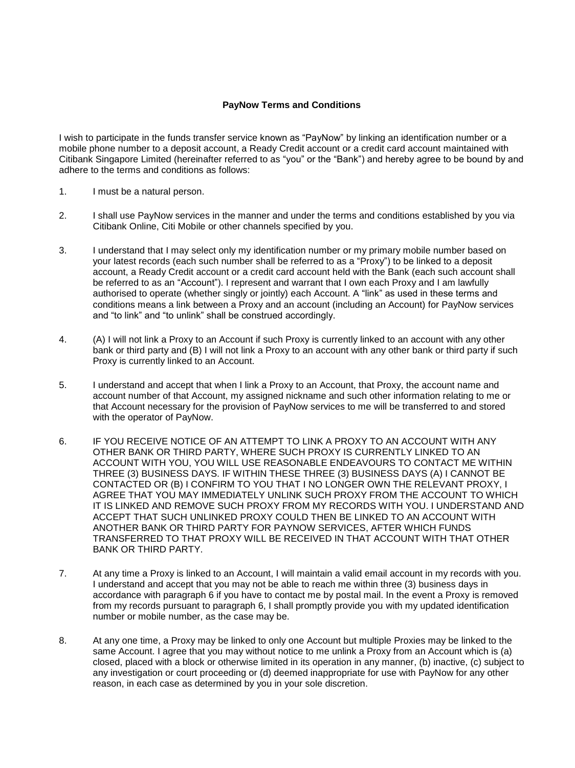**PayNow Terms and Conditions**

I wish to participate in the funds transfer service known as "PayNow" by linking an identification number or a mobile phone number to a deposit account, a Ready Credit account or a credit card account maintained with Citibank Singapore Limited (hereinafter referred to as "you" or the "Bank") and hereby agree to be bound by and adhere to the terms and conditions as follows:

1. I must be a natural person.

2. I shall use PayNow services in the manner and under the terms and conditions established by you via Citibank Online, Citi Mobile or other channels specified by you.

3. I understand that I may select only my identification number or my primary mobile number based on your latest records (each such number shall be referred to as a "Proxy") to be linked to a deposit account, a Ready Credit account or a credit card account held with the Bank (each such account shall be referred to as an "Account"). I represent and warrant that I own each Proxy and I am lawfully authorised to operate (whether singly or jointly) each Account. A "link" as used in these terms and conditions means a link between a Proxy and an account (including an Account) for PayNow services and "to link" and "to unlink" shall be construed accordingly.

4. (A) I will not link a Proxy to an Account if such Proxy is currently linked to an account with any other bank or third party and (B) I will not link a Proxy to an account with any other bank or third party if such Proxy is currently linked to an Account.

5. I understand and accept that when I link a Proxy to an Account, that Proxy, the account name and account number of that Account, my assigned nickname and such other information relating to me or that Account necessary for the provision of PayNow services to me will be transferred to and stored with the operator of PayNow.

6. IF YOU RECEIVE NOTICE OF AN ATTEMPT TO LINK A PROXY TO AN ACCOUNT WITH ANY OTHER BANK OR THIRD PARTY, WHERE SUCH PROXY IS CURRENTLY LINKED TO AN ACCOUNT WITH YOU, YOU WILL USE REASONABLE ENDEAVOURS TO CONTACT ME WITHIN THREE (3) BUSINESS DAYS. IF WITHIN THESE THREE (3) BUSINESS DAYS (A) I CANNOT BE CONTACTED OR (B) I CONFIRM TO YOU THAT I NO LONGER OWN THE RELEVANT PROXY, I AGREE THAT YOU MAY IMMEDIATELY UNLINK SUCH PROXY FROM THE ACCOUNT TO WHICH IT IS LINKED AND REMOVE SUCH PROXY FROM MY RECORDS WITH YOU. I UNDERSTAND AND ACCEPT THAT SUCH UNLINKED PROXY COULD THEN BE LINKED TO AN ACCOUNT WITH ANOTHER BANK OR THIRD PARTY FOR PAYNOW SERVICES, AFTER WHICH FUNDS TRANSFERRED TO THAT PROXY WILL BE RECEIVED IN THAT ACCOUNT WITH THAT OTHER BANK OR THIRD PARTY.

7. At any time a Proxy is linked to an Account, I will maintain a valid email account in my records with you. I understand and accept that you may not be able to reach me within three (3) business days in accordance with paragraph 6 if you have to contact me by postal mail. In the event a Proxy is removed from my records pursuant to paragraph 6, I shall promptly provide you with my updated identification number or mobile number, as the case may be.

8. At any one time, a Proxy may be linked to only one Account but multiple Proxies may be linked to the same Account. I agree that you may without notice to me unlink a Proxy from an Account which is (a) closed, placed with a block or otherwise limited in its operation in any manner, (b) inactive, (c) subject to any investigation or court proceeding or (d) deemed inappropriate for use with PayNow for any other reason, in each case as determined by you in your sole discretion.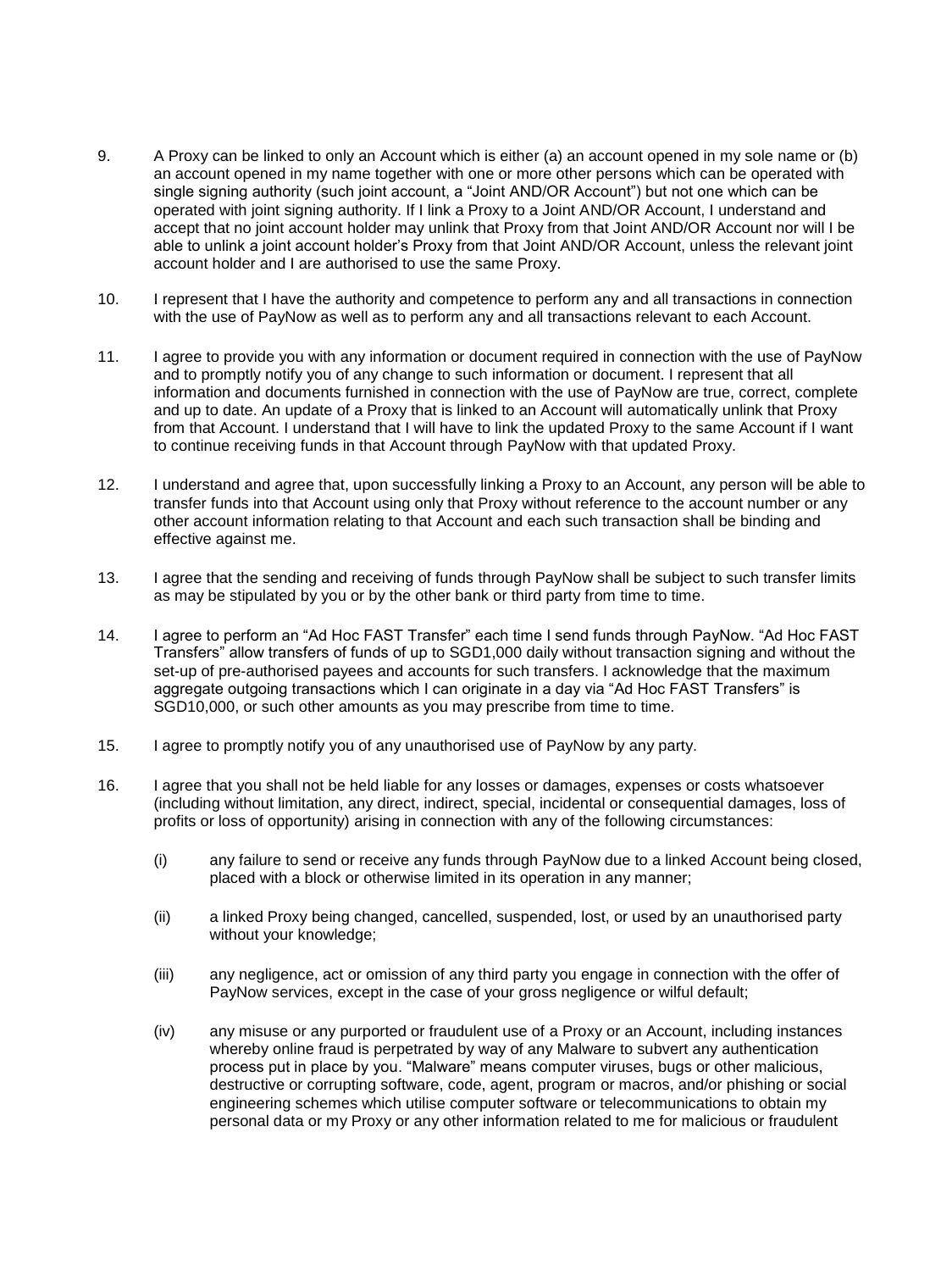9. A Proxy can be linked to only an Account which is either (a) an account opened in my sole name or (b) an account opened in my name together with one or more other persons which can be operated with single signing authority (such joint account, a "Joint AND/OR Account") but not one which can be operated with joint signing authority. If I link a Proxy to a Joint AND/OR Account, I understand and accept that no joint account holder may unlink that Proxy from that Joint AND/OR Account nor will I be able to unlink a joint account holder's Proxy from that Joint AND/OR Account, unless the relevant joint account holder and I are authorised to use the same Proxy.

10. I represent that I have the authority and competence to perform any and all transactions in connection with the use of PayNow as well as to perform any and all transactions relevant to each Account.

11. I agree to provide you with any information or document required in connection with the use of PayNow and to promptly notify you of any change to such information or document. I represent that all information and documents furnished in connection with the use of PayNow are true, correct, complete and up to date. An update of a Proxy that is linked to an Account will automatically unlink that Proxy from that Account. I understand that I will have to link the updated Proxy to the same Account if I want to continue receiving funds in that Account through PayNow with that updated Proxy.

12. I understand and agree that, upon successfully linking a Proxy to an Account, any person will be able to transfer funds into that Account using only that Proxy without reference to the account number or any other account information relating to that Account and each such transaction shall be binding and effective against me.

13. I agree that the sending and receiving of funds through PayNow shall be subject to such transfer limits as may be stipulated by you or by the other bank or third party from time to time.

14. I agree to perform an "Ad Hoc FAST Transfer" each time I send funds through PayNow. "Ad Hoc FAST Transfers" allow transfers of funds of up to SGD1,000 daily without transaction signing and without the set-up of pre-authorised payees and accounts for such transfers. I acknowledge that the maximum aggregate outgoing transactions which I can originate in a day via "Ad Hoc FAST Transfers" is SGD10,000, or such other amounts as you may prescribe from time to time.

15. I agree to promptly notify you of any unauthorised use of PayNow by any party.

16. I agree that you shall not be held liable for any losses or damages, expenses or costs whatsoever (including without limitation, any direct, indirect, special, incidental or consequential damages, loss of profits or loss of opportunity) arising in connection with any of the following circumstances:

    (i) any failure to send or receive any funds through PayNow due to a linked Account being closed, placed with a block or otherwise limited in its operation in any manner;

    (ii) a linked Proxy being changed, cancelled, suspended, lost, or used by an unauthorised party without your knowledge;

    (iii) any negligence, act or omission of any third party you engage in connection with the offer of PayNow services, except in the case of your gross negligence or wilful default;

    (iv) any misuse or any purported or fraudulent use of a Proxy or an Account, including instances whereby online fraud is perpetrated by way of any Malware to subvert any authentication process put in place by you. "Malware" means computer viruses, bugs or other malicious, destructive or corrupting software, code, agent, program or macros, and/or phishing or social engineering schemes which utilise computer software or telecommunications to obtain my personal data or my Proxy or any other information related to me for malicious or fraudulent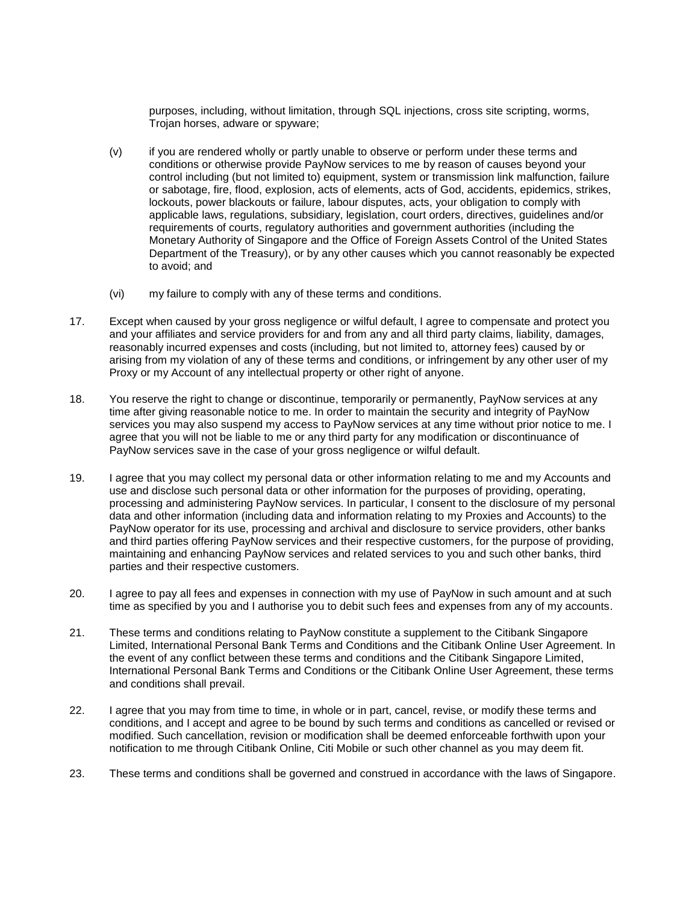purposes, including, without limitation, through SQL injections, cross site scripting, worms, Trojan horses, adware or spyware;

(v) if you are rendered wholly or partly unable to observe or perform under these terms and conditions or otherwise provide PayNow services to me by reason of causes beyond your control including (but not limited to) equipment, system or transmission link malfunction, failure or sabotage, fire, flood, explosion, acts of elements, acts of God, accidents, epidemics, strikes, lockouts, power blackouts or failure, labour disputes, acts, your obligation to comply with applicable laws, regulations, subsidiary, legislation, court orders, directives, guidelines and/or requirements of courts, regulatory authorities and government authorities (including the Monetary Authority of Singapore and the Office of Foreign Assets Control of the United States Department of the Treasury), or by any other causes which you cannot reasonably be expected to avoid; and

(vi) my failure to comply with any of these terms and conditions.

17. Except when caused by your gross negligence or wilful default, I agree to compensate and protect you and your affiliates and service providers for and from any and all third party claims, liability, damages, reasonably incurred expenses and costs (including, but not limited to, attorney fees) caused by or arising from my violation of any of these terms and conditions, or infringement by any other user of my Proxy or my Account of any intellectual property or other right of anyone.

18. You reserve the right to change or discontinue, temporarily or permanently, PayNow services at any time after giving reasonable notice to me. In order to maintain the security and integrity of PayNow services you may also suspend my access to PayNow services at any time without prior notice to me. I agree that you will not be liable to me or any third party for any modification or discontinuance of PayNow services save in the case of your gross negligence or wilful default.

19. I agree that you may collect my personal data or other information relating to me and my Accounts and use and disclose such personal data or other information for the purposes of providing, operating, processing and administering PayNow services. In particular, I consent to the disclosure of my personal data and other information (including data and information relating to my Proxies and Accounts) to the PayNow operator for its use, processing and archival and disclosure to service providers, other banks and third parties offering PayNow services and their respective customers, for the purpose of providing, maintaining and enhancing PayNow services and related services to you and such other banks, third parties and their respective customers.

20. I agree to pay all fees and expenses in connection with my use of PayNow in such amount and at such time as specified by you and I authorise you to debit such fees and expenses from any of my accounts.

21. These terms and conditions relating to PayNow constitute a supplement to the Citibank Singapore Limited, International Personal Bank Terms and Conditions and the Citibank Online User Agreement. In the event of any conflict between these terms and conditions and the Citibank Singapore Limited, International Personal Bank Terms and Conditions or the Citibank Online User Agreement, these terms and conditions shall prevail.

22. I agree that you may from time to time, in whole or in part, cancel, revise, or modify these terms and conditions, and I accept and agree to be bound by such terms and conditions as cancelled or revised or modified. Such cancellation, revision or modification shall be deemed enforceable forthwith upon your notification to me through Citibank Online, Citi Mobile or such other channel as you may deem fit.

23. These terms and conditions shall be governed and construed in accordance with the laws of Singapore.